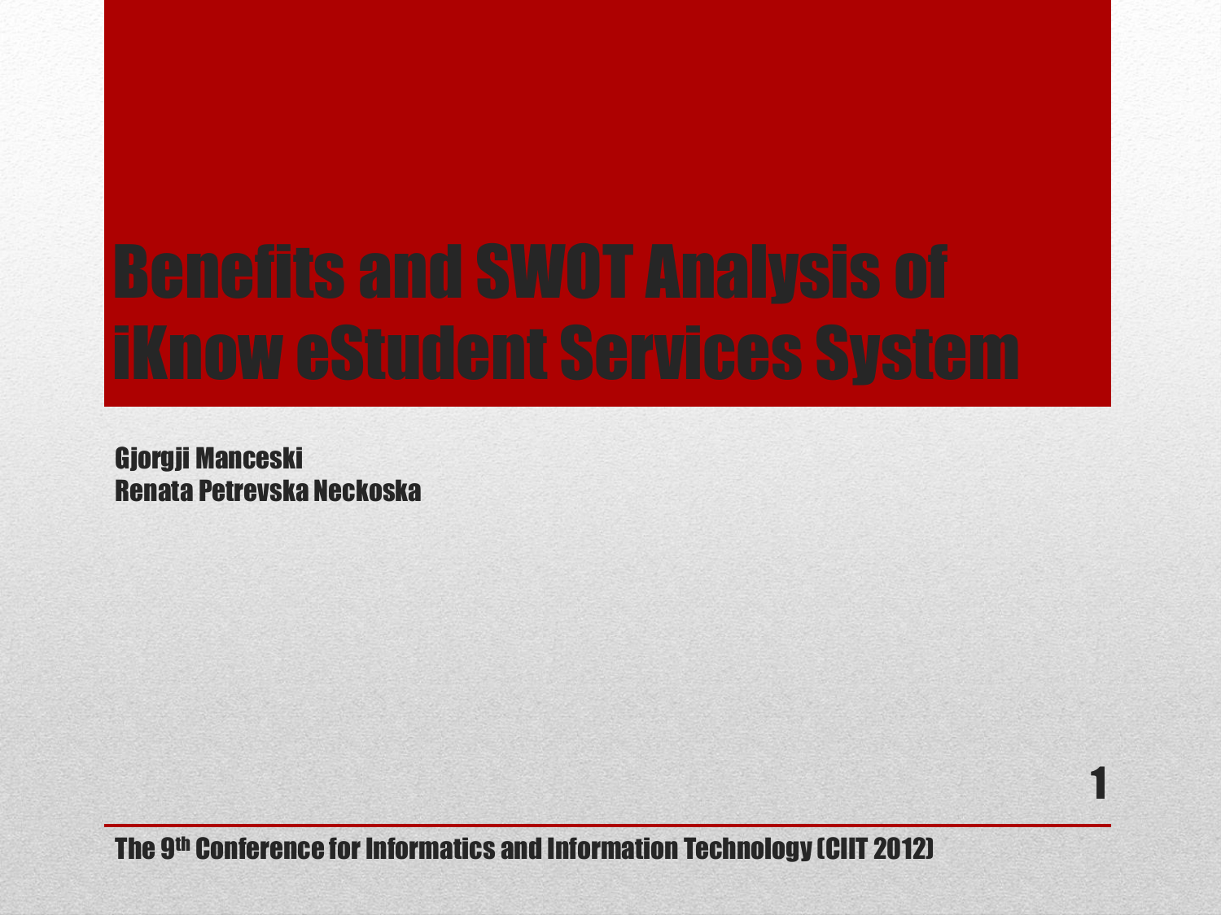# Benefits and SWOT Analysis of iKnow eStudent Services System

Gjorgji Manceski
Renata Petrevska Neckoska

The 9th Conference for Informatics and Information Technology (CIIT 2012)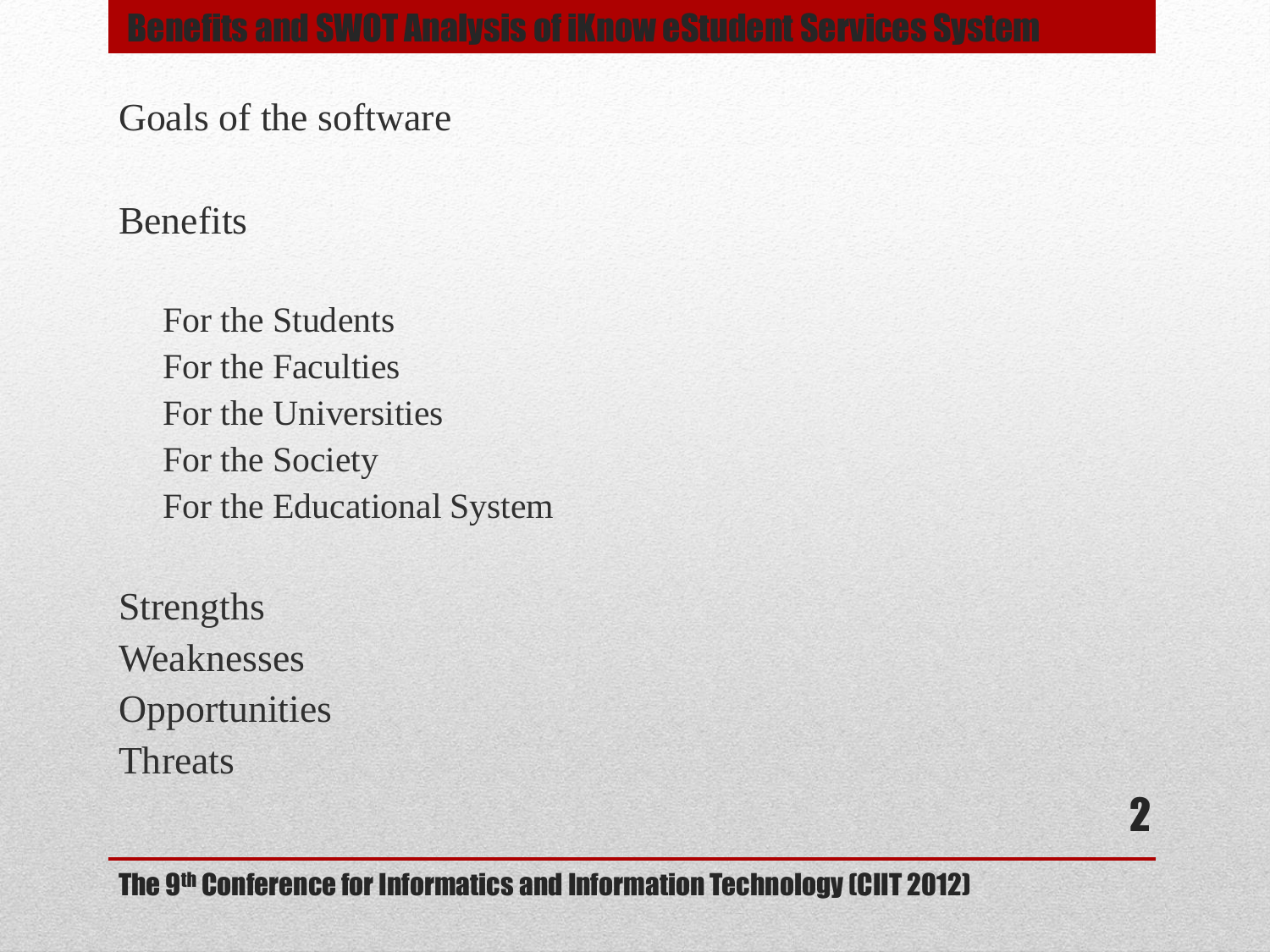# Benefits and SWOT Analysis of iKnow eStudent Services System

Goals of the software

Benefits

- For the Students
- For the Faculties
- For the Universities
- For the Society
- For the Educational System

Strengths
Weaknesses
Opportunities
Threats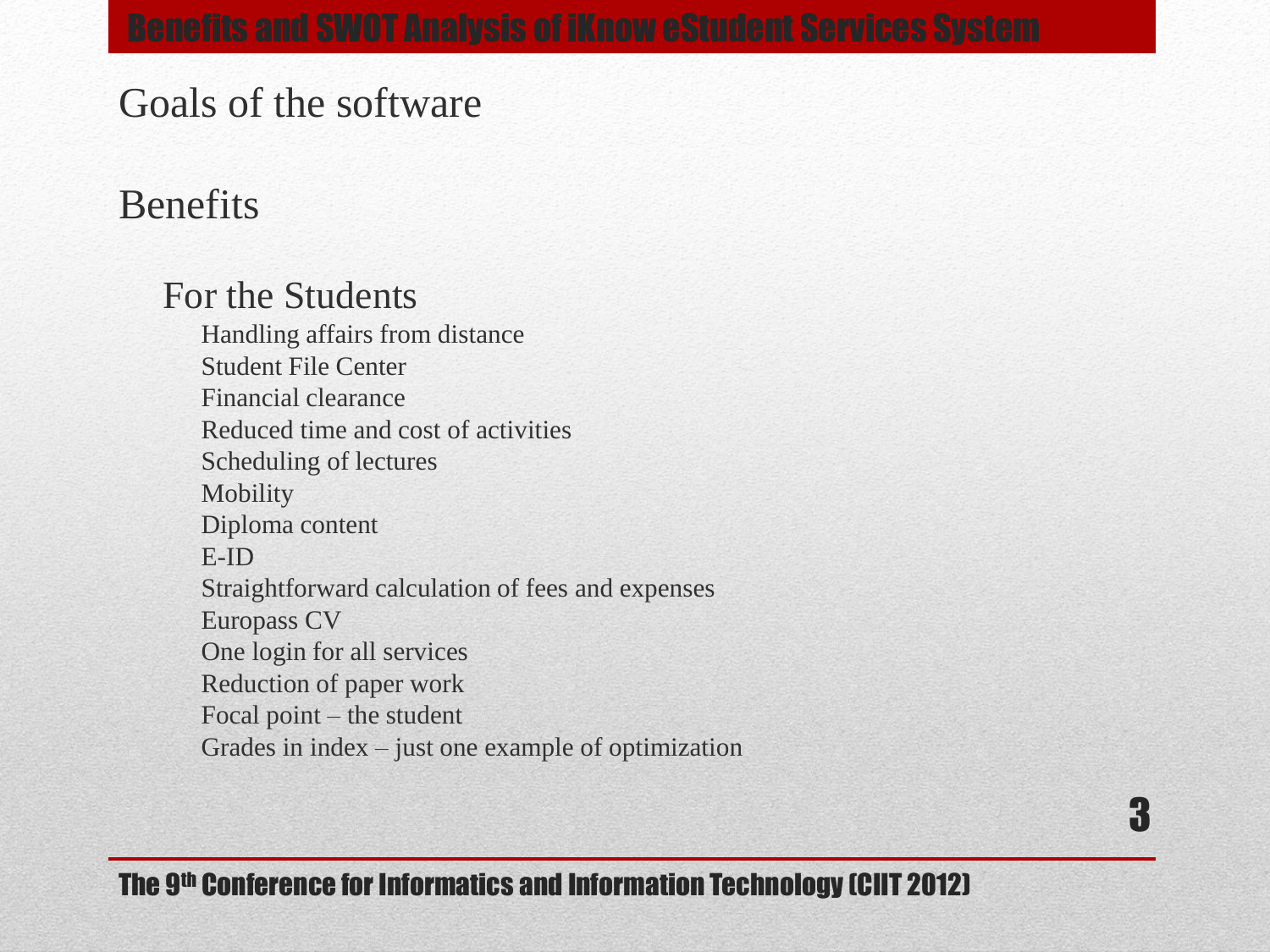# Benefits and SWOT Analysis of iKnow eStudent Services System

## Goals of the software

## Benefits

### For the Students

- Handling affairs from distance
- Student File Center
- Financial clearance
- Reduced time and cost of activities
- Scheduling of lectures
- Mobility
- Diploma content
- E-ID
- Straightforward calculation of fees and expenses
- Europass CV
- One login for all services
- Reduction of paper work
- Focal point – the student
- Grades in index – just one example of optimization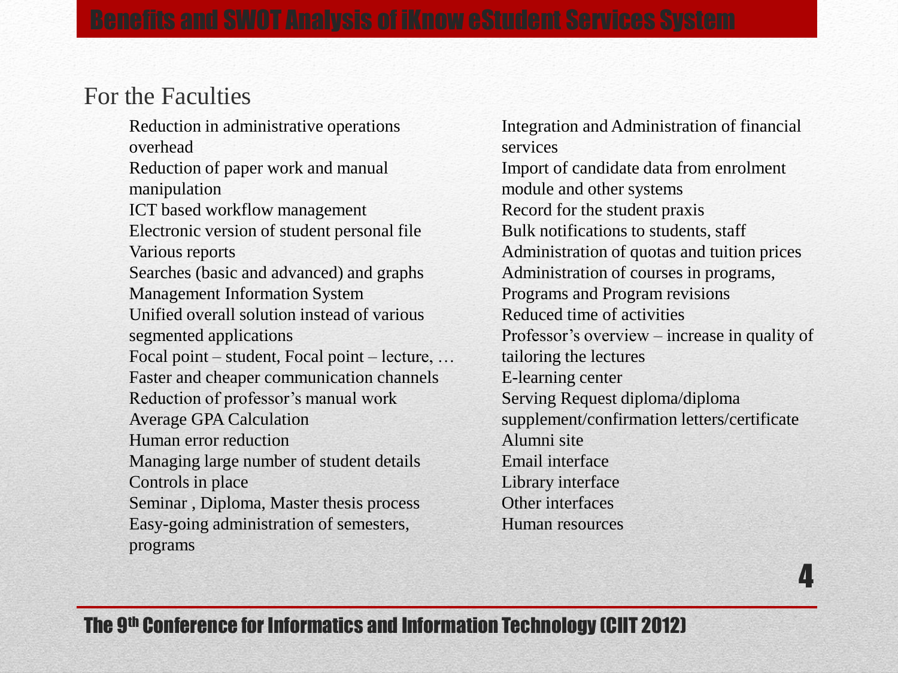# Benefits and SWOT Analysis of iKnow eStudent Services System

## For the Faculties

- Reduction in administrative operations overhead
- Reduction of paper work and manual manipulation
- ICT based workflow management
- Electronic version of student personal file
- Various reports
- Searches (basic and advanced) and graphs
- Management Information System
- Unified overall solution instead of various segmented applications
- Focal point – student, Focal point – lecture, …
- Faster and cheaper communication channels
- Reduction of professor's manual work
- Average GPA Calculation
- Human error reduction
- Managing large number of student details
- Controls in place
- Seminar , Diploma, Master thesis process
- Easy-going administration of semesters, programs
- Integration and Administration of financial services
- Import of candidate data from enrolment module and other systems
- Record for the student praxis
- Bulk notifications to students, staff
- Administration of quotas and tuition prices
- Administration of courses in programs,
- Programs and Program revisions
- Reduced time of activities
- Professor's overview – increase in quality of tailoring the lectures
- E-learning center
- Serving Request diploma/diploma supplement/confirmation letters/certificate
- Alumni site
- Email interface
- Library interface
- Other interfaces
- Human resources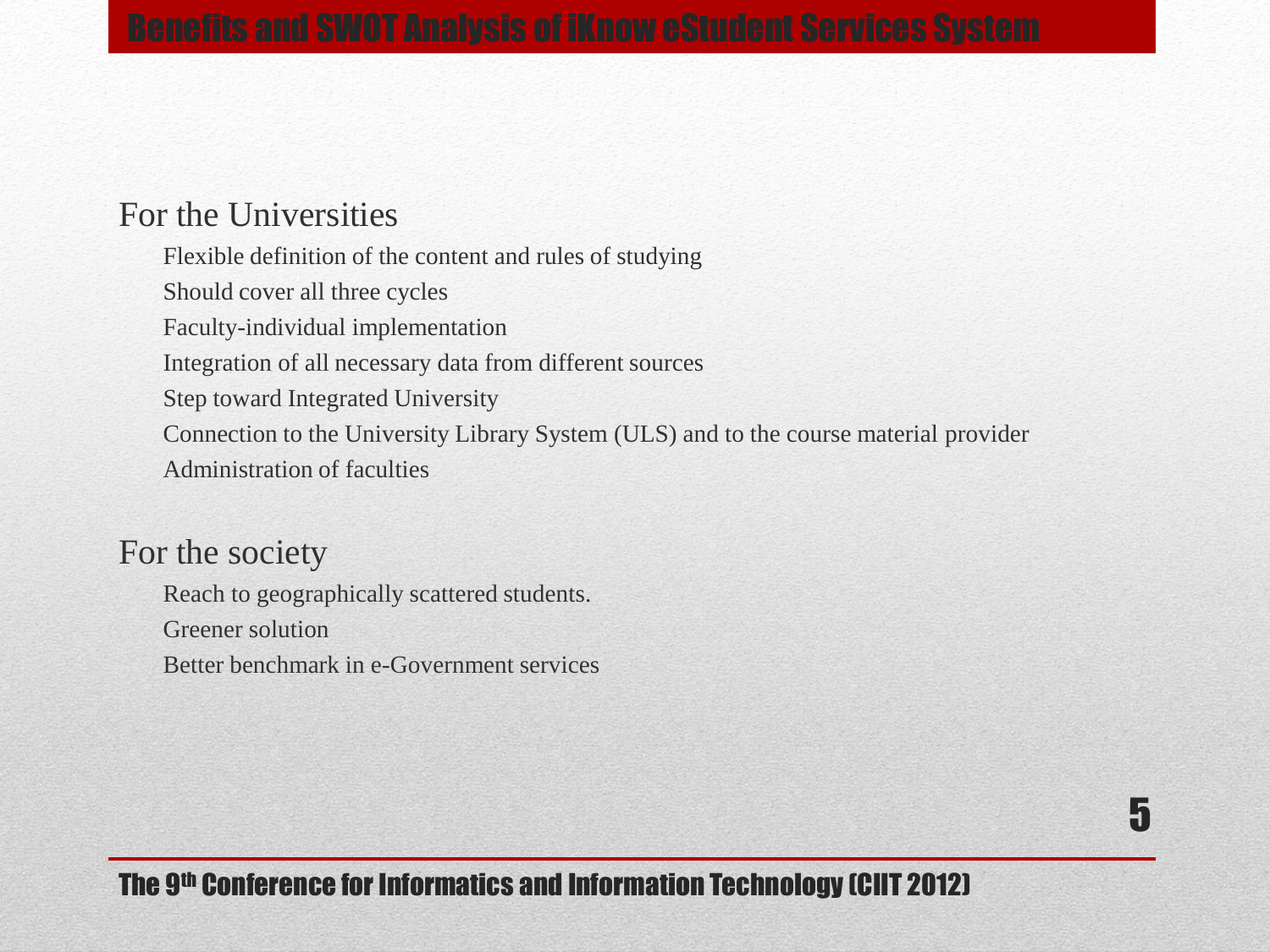# Benefits and SWOT Analysis of iKnow eStudent Services System

## For the Universities

- Flexible definition of the content and rules of studying
- Should cover all three cycles
- Faculty-individual implementation
- Integration of all necessary data from different sources
- Step toward Integrated University
- Connection to the University Library System (ULS) and to the course material provider
- Administration of faculties

## For the society

- Reach to geographically scattered students.
- Greener solution
- Better benchmark in e-Government services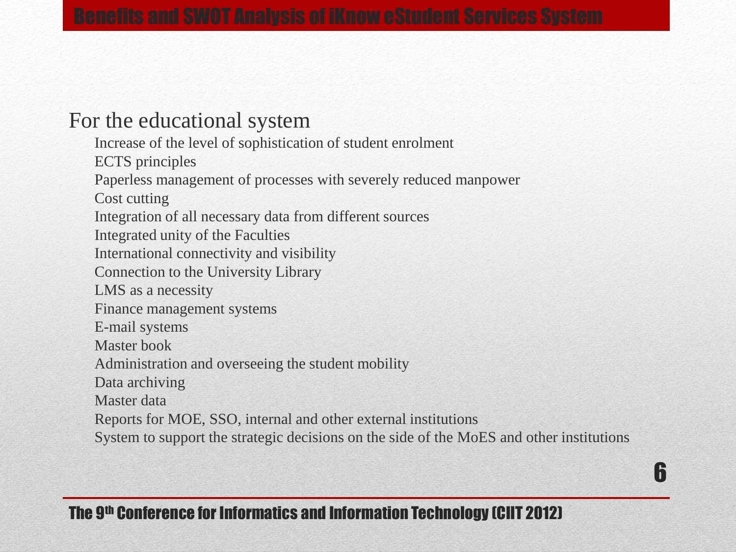# Benefits and SWOT Analysis of iKnow eStudent Services System

## For the educational system

- Increase of the level of sophistication of student enrolment
- ECTS principles
- Paperless management of processes with severely reduced manpower
- Cost cutting
- Integration of all necessary data from different sources
- Integrated unity of the Faculties
- International connectivity and visibility
- Connection to the University Library
- LMS as a necessity
- Finance management systems
- E-mail systems
- Master book
- Administration and overseeing the student mobility
- Data archiving
- Master data
- Reports for MOE, SSO, internal and other external institutions
- System to support the strategic decisions on the side of the MoES and other institutions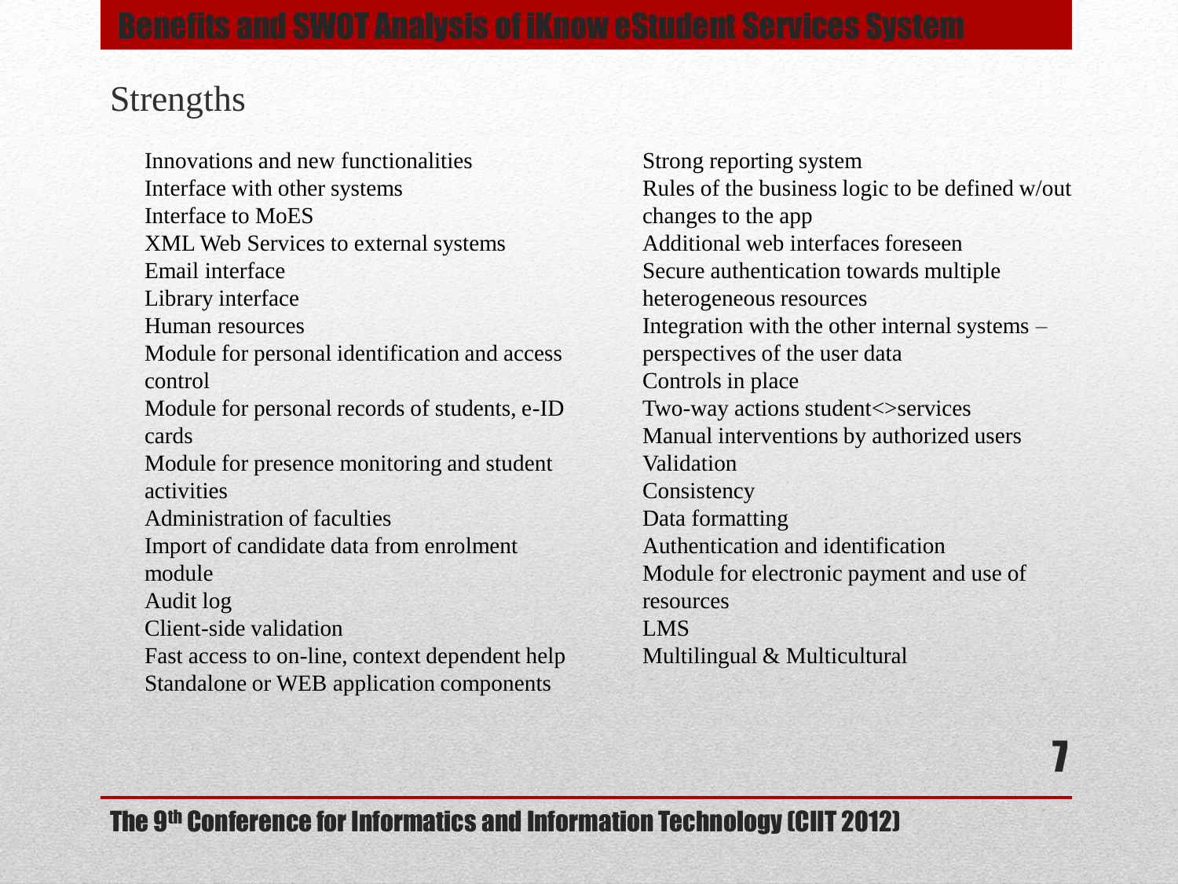# Benefits and SWOT Analysis of iKnow eStudent Services System

## Strengths

- Innovations and new functionalities
- Interface with other systems
- Interface to MoES
- XML Web Services to external systems
- Email interface
- Library interface
- Human resources
- Module for personal identification and access control
- Module for personal records of students, e-ID cards
- Module for presence monitoring and student activities
- Administration of faculties
- Import of candidate data from enrolment module
- Audit log
- Client-side validation
- Fast access to on-line, context dependent help
- Standalone or WEB application components
- Strong reporting system
- Rules of the business logic to be defined w/out changes to the app
- Additional web interfaces foreseen
- Secure authentication towards multiple heterogeneous resources
- Integration with the other internal systems – perspectives of the user data
- Controls in place
- Two-way actions student<>services
- Manual interventions by authorized users
- Validation
- Consistency
- Data formatting
- Authentication and identification
- Module for electronic payment and use of resources
- LMS
- Multilingual & Multicultural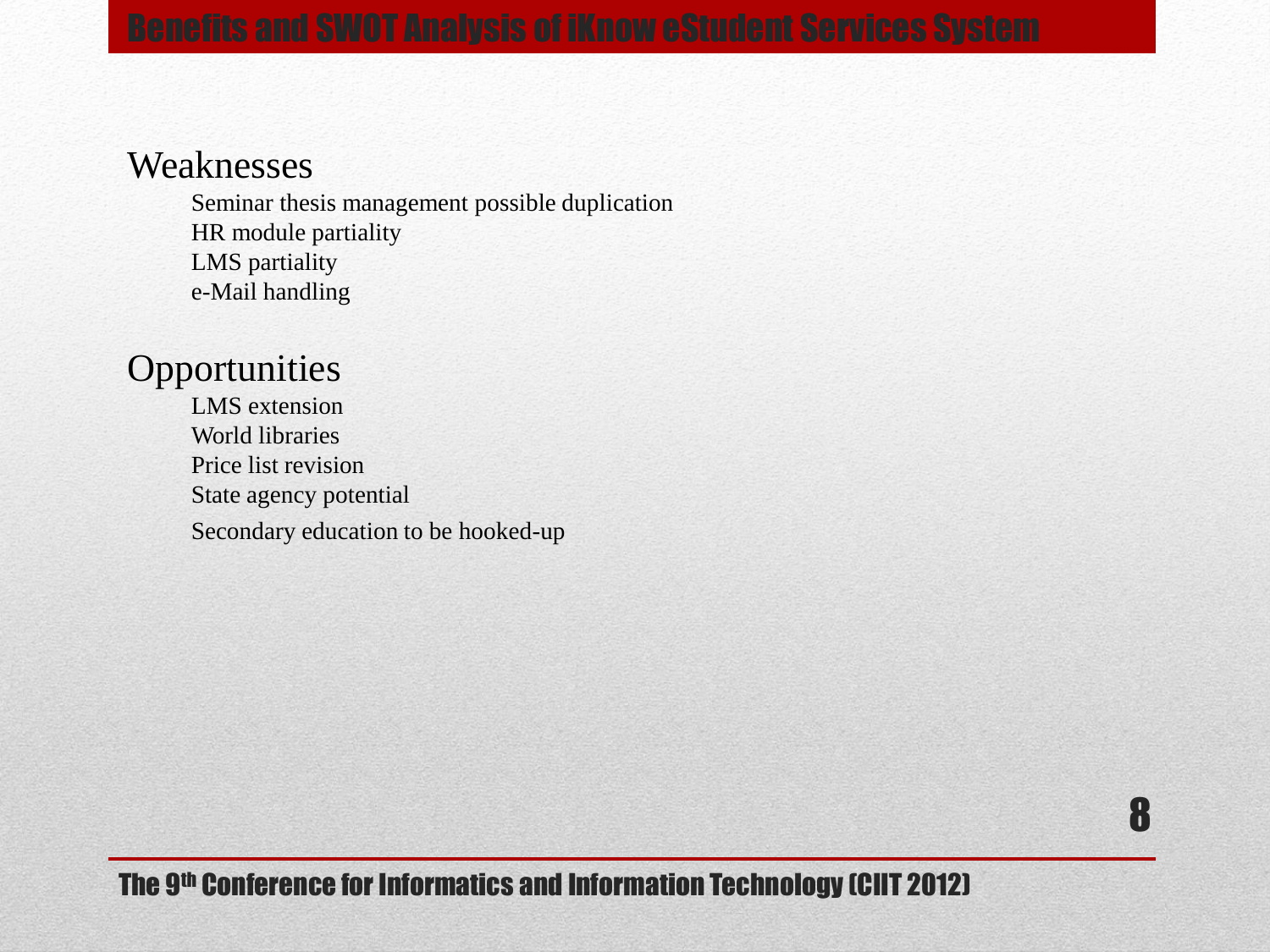# Benefits and SWOT Analysis of iKnow eStudent Services System

## Weaknesses

- Seminar thesis management possible duplication
- HR module partiality
- LMS partiality
- e-Mail handling

## Opportunities

- LMS extension
- World libraries
- Price list revision
- State agency potential
- Secondary education to be hooked-up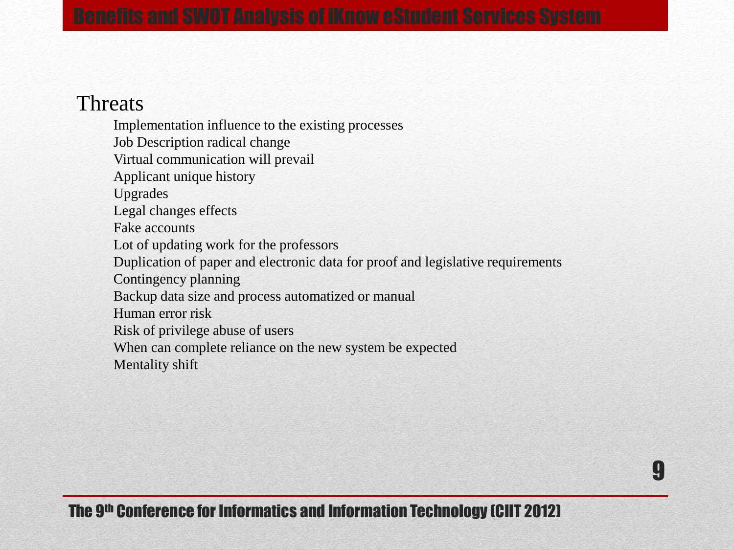# Benefits and SWOT Analysis of iKnow eStudent Services System

## Threats

- Implementation influence to the existing processes
- Job Description radical change
- Virtual communication will prevail
- Applicant unique history
- Upgrades
- Legal changes effects
- Fake accounts
- Lot of updating work for the professors
- Duplication of paper and electronic data for proof and legislative requirements
- Contingency planning
- Backup data size and process automatized or manual
- Human error risk
- Risk of privilege abuse of users
- When can complete reliance on the new system be expected
- Mentality shift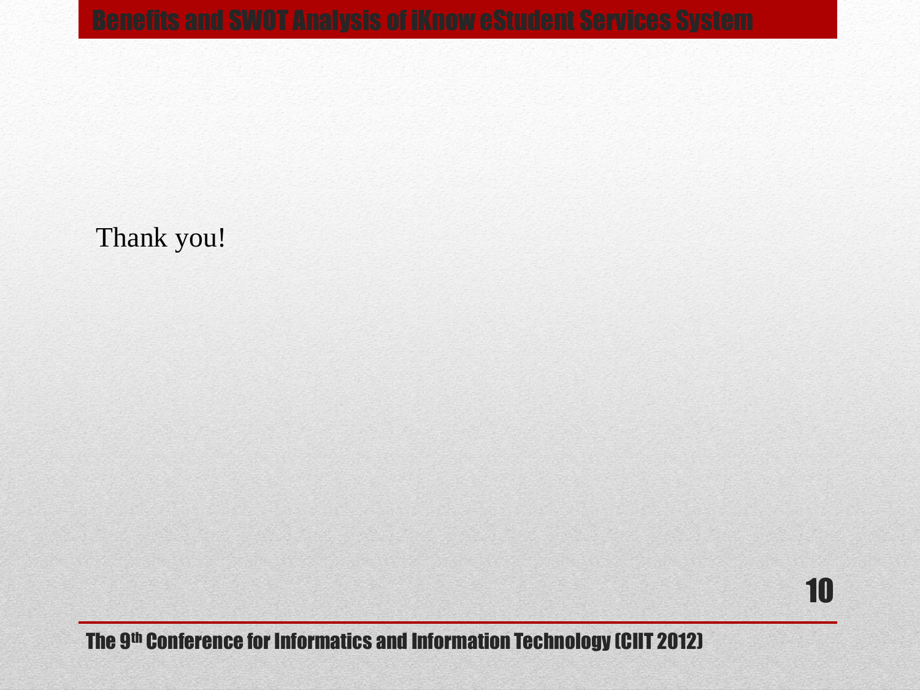Thank you!